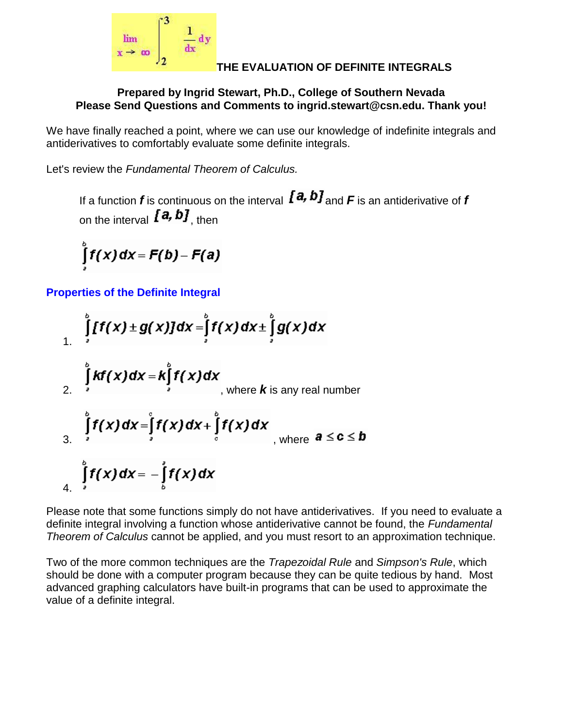$$\lim_{x \to \infty} \int_2^3 \frac{1}{dx} dy$$

# THE EVALUATION OF DEFINITE INTEGRALS

**Prepared by Ingrid Stewart, Ph.D., College of Southern Nevada**
**Please Send Questions and Comments to ingrid.stewart@csn.edu. Thank you!**

We have finally reached a point, where we can use our knowledge of indefinite integrals and antiderivatives to comfortably evaluate some definite integrals.

Let's review the *Fundamental Theorem of Calculus.*

> If a function $f$ is continuous on the interval $[a, b]$ and $F$ is an antiderivative of $f$ on the interval $[a, b]$, then
>
> $$\int_a^b f(x)\,dx = F(b) - F(a)$$

## Properties of the Definite Integral

1. $\int_a^b [f(x) \pm g(x)]\,dx = \int_a^b f(x)\,dx \pm \int_a^b g(x)\,dx$

2. $\int_a^b kf(x)\,dx = k\int_a^b f(x)\,dx$, where $k$ is any real number

3. $\int_a^b f(x)\,dx = \int_a^c f(x)\,dx + \int_c^b f(x)\,dx$, where $a \le c \le b$

4. $\int_a^b f(x)\,dx = -\int_b^a f(x)\,dx$

Please note that some functions simply do not have antiderivatives. If you need to evaluate a definite integral involving a function whose antiderivative cannot be found, the *Fundamental Theorem of Calculus* cannot be applied, and you must resort to an approximation technique.

Two of the more common techniques are the *Trapezoidal Rule* and *Simpson's Rule*, which should be done with a computer program because they can be quite tedious by hand. Most advanced graphing calculators have built-in programs that can be used to approximate the value of a definite integral.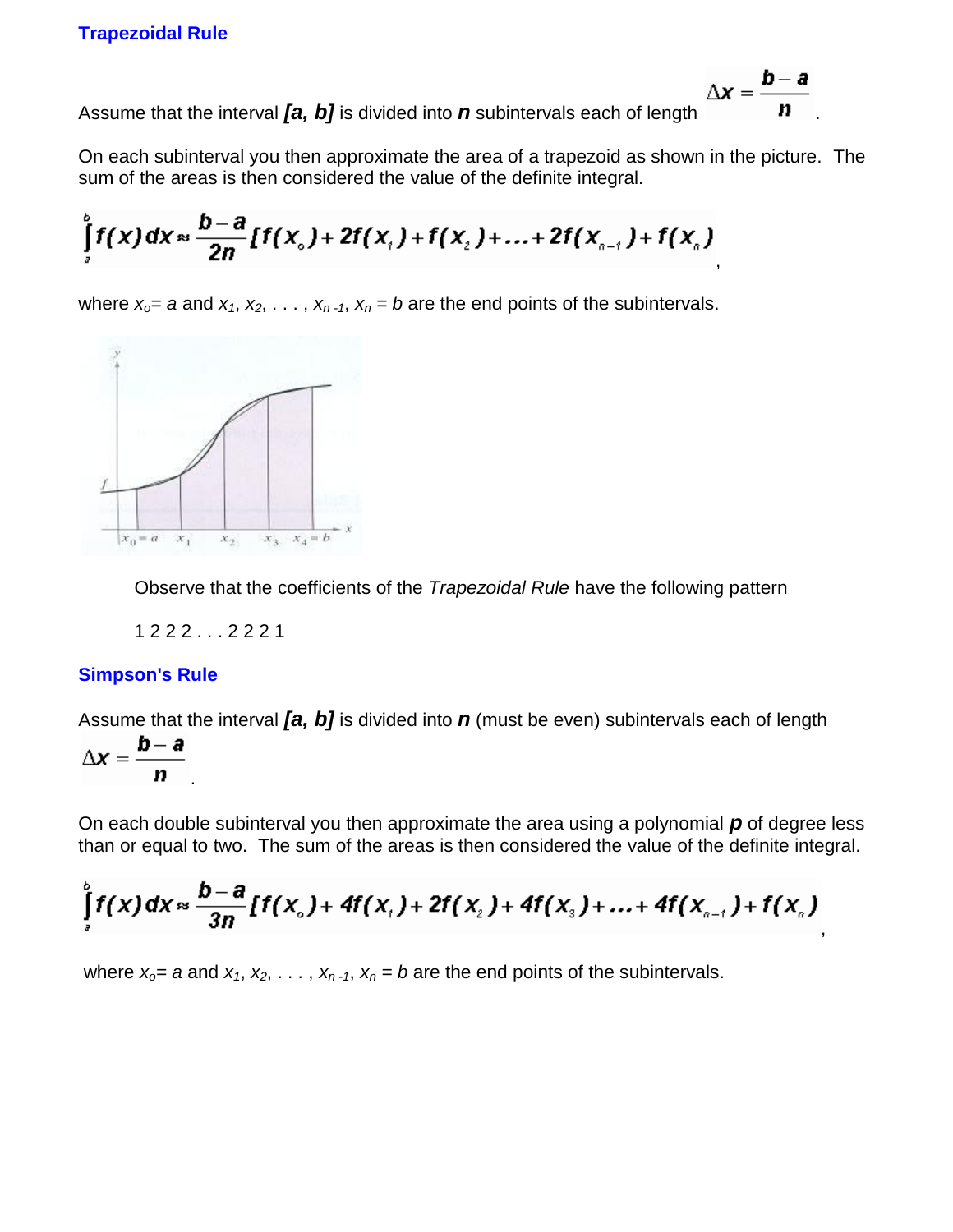### Trapezoidal Rule

Assume that the interval ***[a, b]*** is divided into ***n*** subintervals each of length $\Delta x = \frac{b-a}{n}$.

On each subinterval you then approximate the area of a trapezoid as shown in the picture. The sum of the areas is then considered the value of the definite integral.

$$\int_a^b f(x)\,dx \approx \frac{b-a}{2n}[f(x_o) + 2f(x_1) + f(x_2) + \ldots + 2f(x_{n-1}) + f(x_n)$$,

where $x_o = a$ and $x_1, x_2, \ldots, x_{n-1}, x_n = b$ are the end points of the subintervals.

Observe that the coefficients of the *Trapezoidal Rule* have the following pattern

1 2 2 2 . . . 2 2 2 1

### Simpson's Rule

Assume that the interval ***[a, b]*** is divided into ***n*** (must be even) subintervals each of length $\Delta x = \frac{b-a}{n}$.

On each double subinterval you then approximate the area using a polynomial ***p*** of degree less than or equal to two. The sum of the areas is then considered the value of the definite integral.

$$\int_a^b f(x)\,dx \approx \frac{b-a}{3n}[f(x_o) + 4f(x_1) + 2f(x_2) + 4f(x_3) + \ldots + 4f(x_{n-1}) + f(x_n)$$,

where $x_o = a$ and $x_1, x_2, \ldots, x_{n-1}, x_n = b$ are the end points of the subintervals.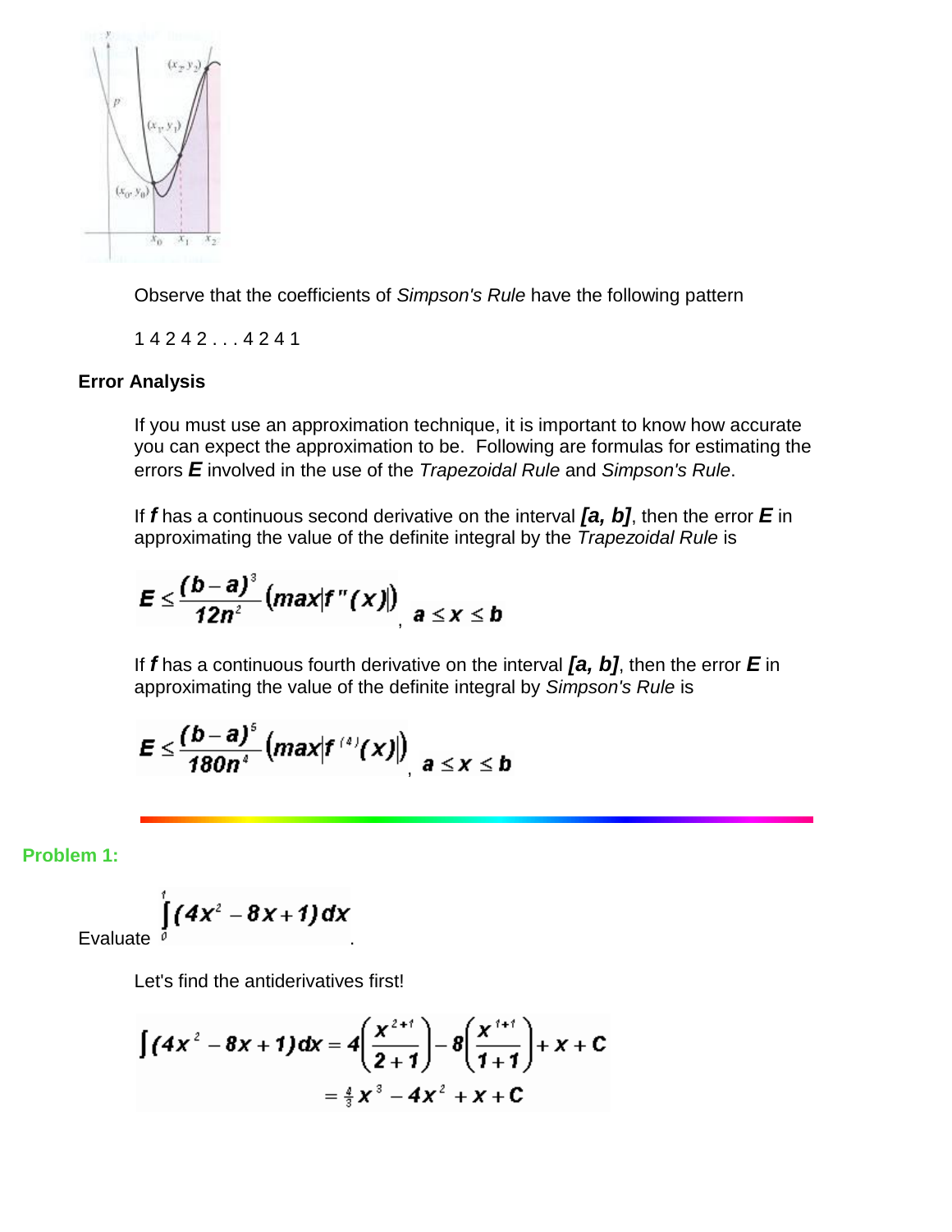Observe that the coefficients of *Simpson's Rule* have the following pattern

1 4 2 4 2 . . . 4 2 4 1

### Error Analysis

If you must use an approximation technique, it is important to know how accurate you can expect the approximation to be. Following are formulas for estimating the errors ***E*** involved in the use of the *Trapezoidal Rule* and *Simpson's Rule*.

If ***f*** has a continuous second derivative on the interval ***[a, b]***, then the error ***E*** in approximating the value of the definite integral by the *Trapezoidal Rule* is

$$E \le \frac{(b-a)^3}{12n^2}\left(max\left|f''(x)\right|\right), \quad a \le x \le b$$

If ***f*** has a continuous fourth derivative on the interval ***[a, b]***, then the error ***E*** in approximating the value of the definite integral by *Simpson's Rule* is

$$E \le \frac{(b-a)^5}{180n^4}\left(max\left|f^{(4)}(x)\right|\right), \quad a \le x \le b$$

**Problem 1:**

Evaluate $\int_0^1 (4x^2 - 8x + 1)\,dx$.

Let's find the antiderivatives first!

$$\int (4x^2 - 8x + 1)dx = 4\left(\frac{x^{2+1}}{2+1}\right) - 8\left(\frac{x^{1+1}}{1+1}\right) + x + C$$
$$= \tfrac{4}{3}x^3 - 4x^2 + x + C$$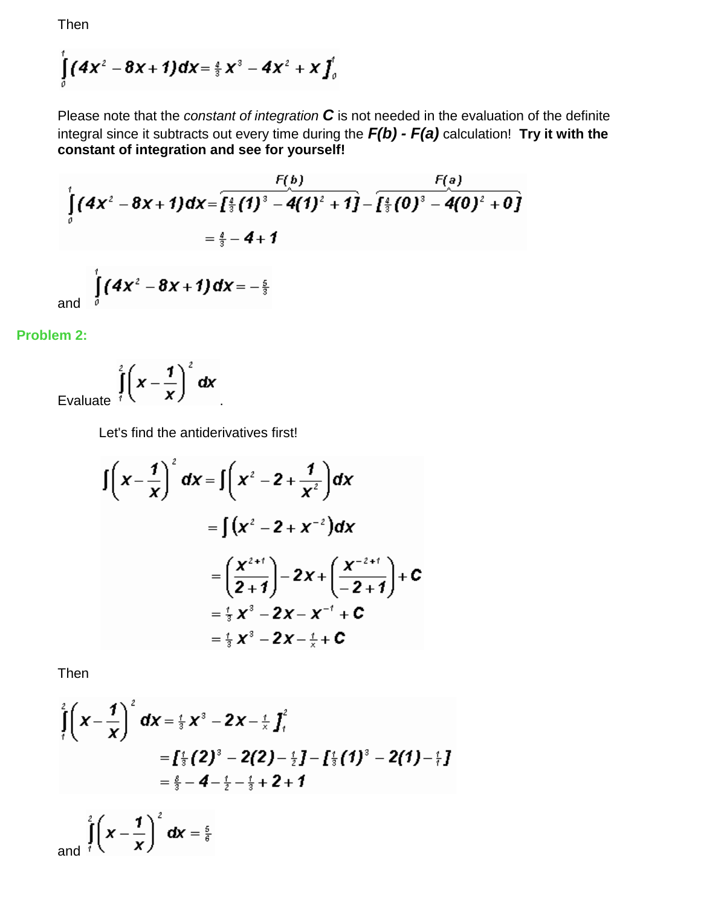Then

$$\int_0^1 (4x^2 - 8x + 1)dx = \tfrac{4}{3}x^3 - 4x^2 + x \Big]_0^1$$

Please note that the *constant of integration* **C** is not needed in the evaluation of the definite integral since it subtracts out every time during the ***F(b) - F(a)*** calculation! **Try it with the constant of integration and see for yourself!**

$$\int_0^1 (4x^2 - 8x + 1)dx = \overbrace{[\tfrac{4}{3}(1)^3 - 4(1)^2 + 1]}^{F(b)} - \overbrace{[\tfrac{4}{3}(0)^3 - 4(0)^2 + 0]}^{F(a)}$$

$$= \tfrac{4}{3} - 4 + 1$$

and $\int_0^1 (4x^2 - 8x + 1)dx = -\tfrac{5}{3}$

**Problem 2:**

Evaluate $\int_1^2 \left(x - \frac{1}{x}\right)^2 dx$.

Let's find the antiderivatives first!

$$\int \left(x - \frac{1}{x}\right)^2 dx = \int \left(x^2 - 2 + \frac{1}{x^2}\right)dx$$

$$= \int \left(x^2 - 2 + x^{-2}\right)dx$$

$$= \left(\frac{x^{2+1}}{2+1}\right) - 2x + \left(\frac{x^{-2+1}}{-2+1}\right) + C$$

$$= \tfrac{1}{3}x^3 - 2x - x^{-1} + C$$

$$= \tfrac{1}{3}x^3 - 2x - \tfrac{1}{x} + C$$

Then

$$\int_1^2 \left(x - \frac{1}{x}\right)^2 dx = \tfrac{1}{3}x^3 - 2x - \tfrac{1}{x} \Big]_1^2$$

$$= [\tfrac{1}{3}(2)^3 - 2(2) - \tfrac{1}{2}] - [\tfrac{1}{3}(1)^3 - 2(1) - \tfrac{1}{1}]$$

$$= \tfrac{8}{3} - 4 - \tfrac{1}{2} - \tfrac{1}{3} + 2 + 1$$

and $\int_1^2 \left(x - \frac{1}{x}\right)^2 dx = \tfrac{5}{6}$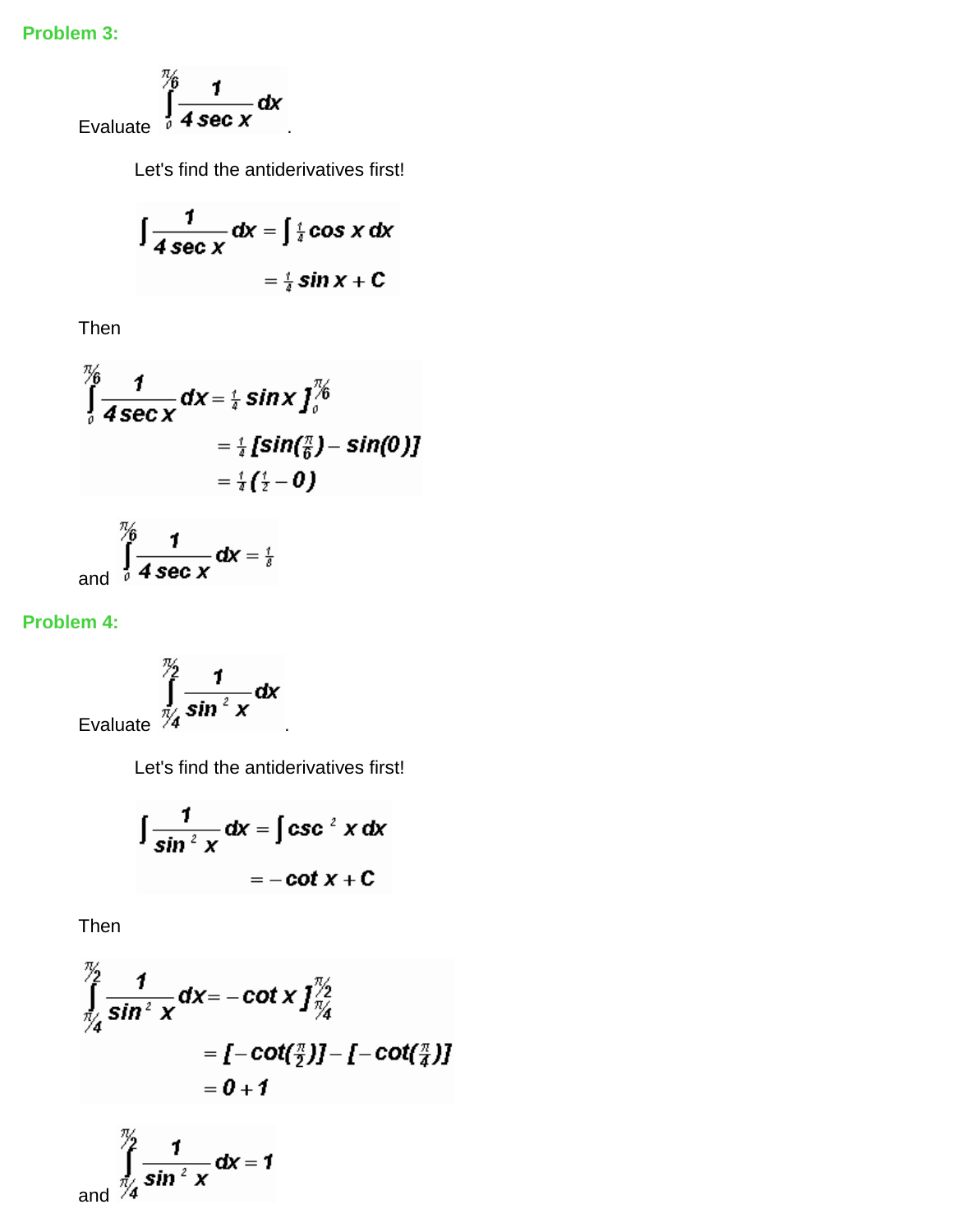**Problem 3:**

Evaluate $\int_{0}^{\pi/6} \frac{1}{4 \sec x} dx$.

Let's find the antiderivatives first!

$$\int \frac{1}{4 \sec x} dx = \int \tfrac{1}{4} \cos x \, dx$$
$$= \tfrac{1}{4} \sin x + C$$

Then

$$\int_{0}^{\pi/6} \frac{1}{4 \sec x} dx = \tfrac{1}{4} \sin x \Big]_{0}^{\pi/6}$$
$$= \tfrac{1}{4} [\sin(\tfrac{\pi}{6}) - \sin(0)]$$
$$= \tfrac{1}{4} (\tfrac{1}{2} - 0)$$

and $\int_{0}^{\pi/6} \frac{1}{4 \sec x} dx = \tfrac{1}{8}$

**Problem 4:**

Evaluate $\int_{\pi/4}^{\pi/2} \frac{1}{\sin^2 x} dx$.

Let's find the antiderivatives first!

$$\int \frac{1}{\sin^2 x} dx = \int \csc^2 x \, dx$$
$$= -\cot x + C$$

Then

$$\int_{\pi/4}^{\pi/2} \frac{1}{\sin^2 x} dx = -\cot x \Big]_{\pi/4}^{\pi/2}$$
$$= [-\cot(\tfrac{\pi}{2})] - [-\cot(\tfrac{\pi}{4})]$$
$$= 0 + 1$$

and $\int_{\pi/4}^{\pi/2} \frac{1}{\sin^2 x} dx = 1$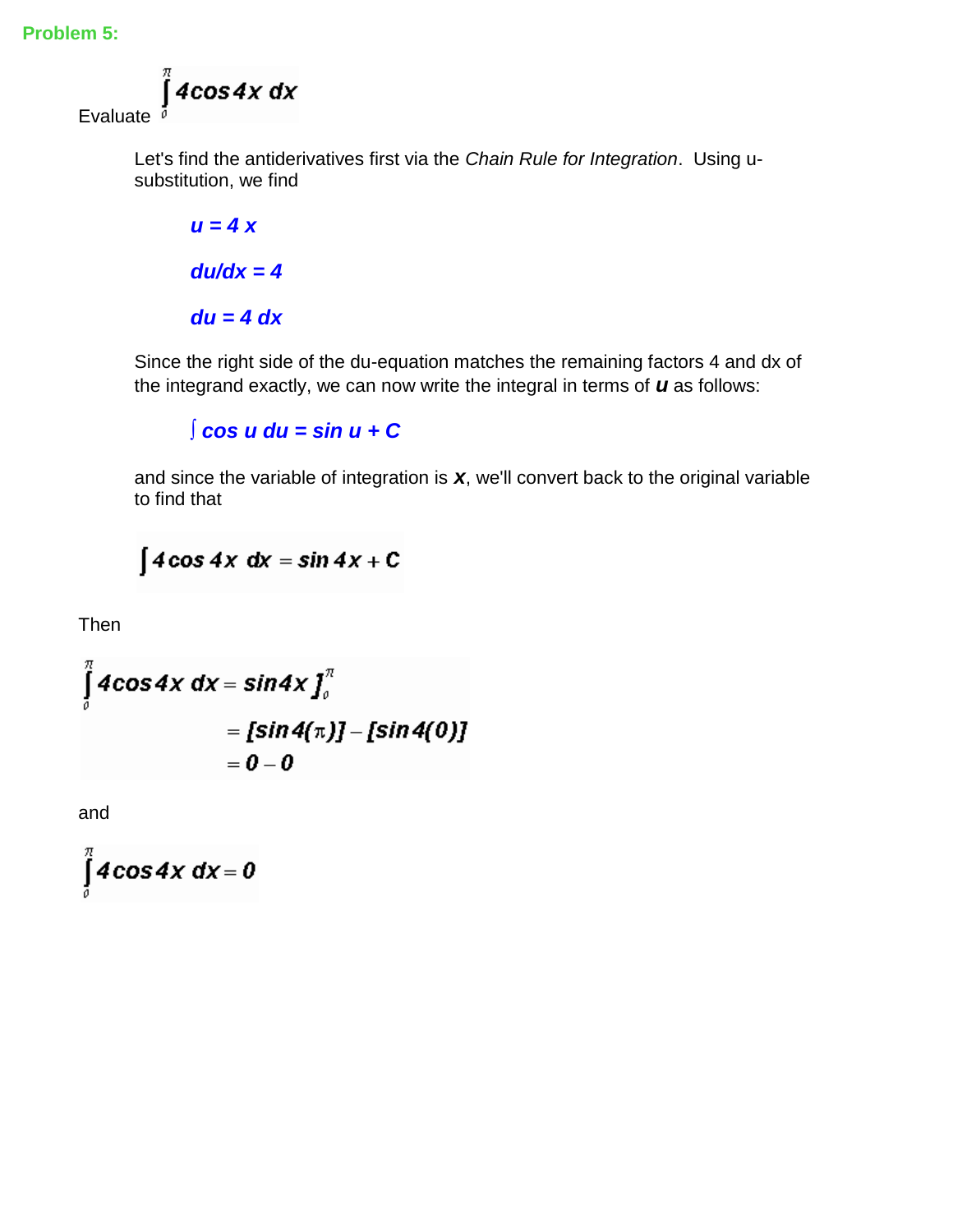**Problem 5:**

Evaluate $\displaystyle\int_0^{\pi} 4\cos 4x \, dx$

Let's find the antiderivatives first via the *Chain Rule for Integration*. Using u-substitution, we find

***u = 4 x***

***du/dx = 4***

***du = 4 dx***

Since the right side of the du-equation matches the remaining factors 4 and dx of the integrand exactly, we can now write the integral in terms of ***u*** as follows:

$$\int \cos u \, du = \sin u + C$$

and since the variable of integration is ***x***, we'll convert back to the original variable to find that

$$\int 4\cos 4x \, dx = \sin 4x + C$$

Then

$$\begin{aligned} \int_0^{\pi} 4\cos 4x \, dx &= \sin 4x \Big]_0^{\pi} \\ &= [\sin 4(\pi)] - [\sin 4(0)] \\ &= 0 - 0 \end{aligned}$$

and

$$\int_0^{\pi} 4\cos 4x \, dx = 0$$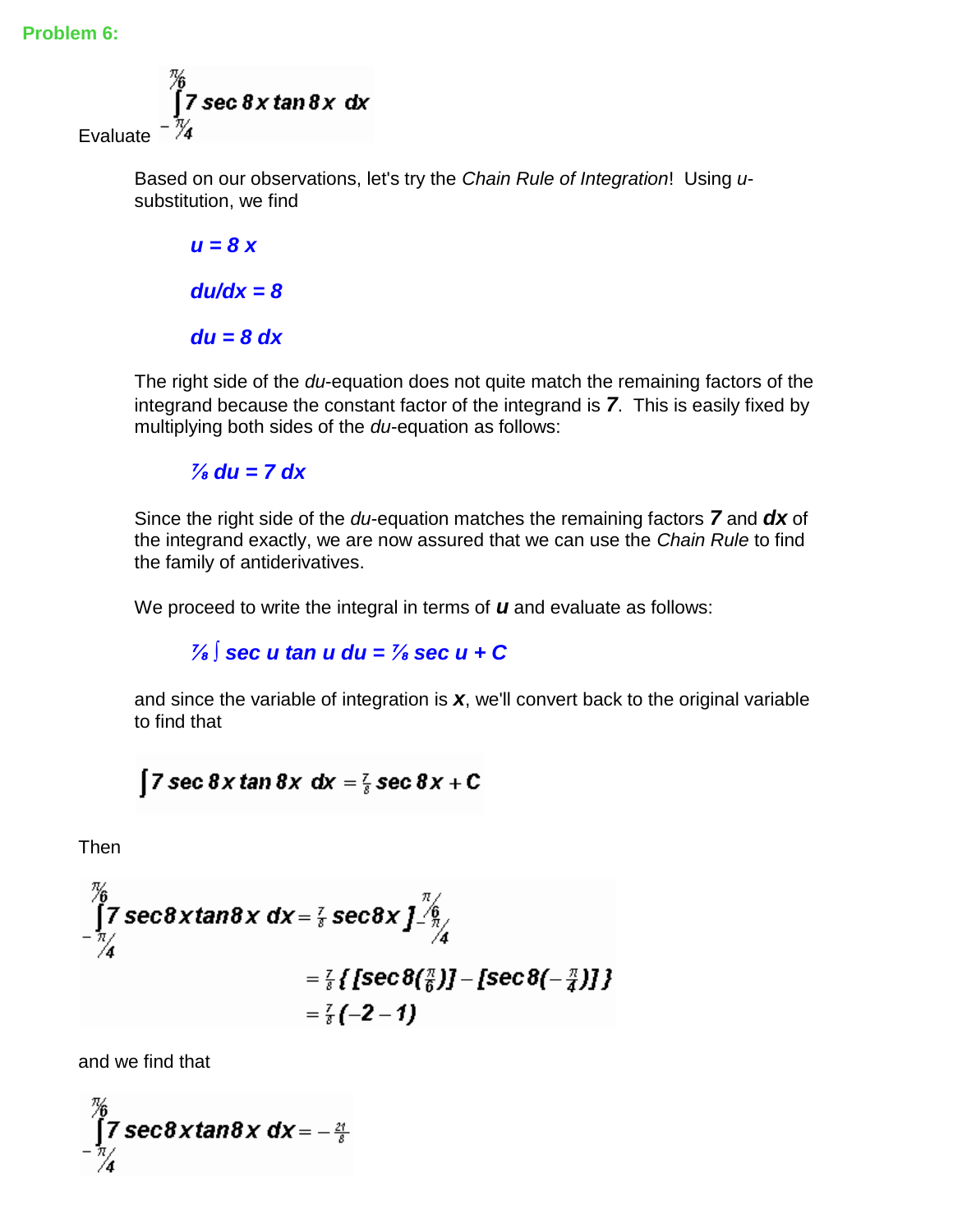**Problem 6:**

Evaluate $\displaystyle\int_{-\pi/4}^{\pi/6} 7\sec 8x \tan 8x \, dx$

Based on our observations, let's try the *Chain Rule of Integration*! Using *u*-substitution, we find

$u = 8x$

$du/dx = 8$

$du = 8\,dx$

The right side of the *du*-equation does not quite match the remaining factors of the integrand because the constant factor of the integrand is ***7***. This is easily fixed by multiplying both sides of the *du*-equation as follows:

$\frac{7}{8}\,du = 7\,dx$

Since the right side of the *du*-equation matches the remaining factors ***7*** and ***dx*** of the integrand exactly, we are now assured that we can use the *Chain Rule* to find the family of antiderivatives.

We proceed to write the integral in terms of ***u*** and evaluate as follows:

$\frac{7}{8}\int \sec u \tan u \, du = \frac{7}{8}\sec u + C$

and since the variable of integration is ***x***, we'll convert back to the original variable to find that

$$\int 7\sec 8x \tan 8x \, dx = \tfrac{7}{8}\sec 8x + C$$

Then

$$\int_{-\pi/4}^{\pi/6} 7\sec 8x \tan 8x \, dx = \tfrac{7}{8}\sec 8x \Big]_{-\pi/4}^{\pi/6}$$

$$= \tfrac{7}{8}\{[\sec 8(\tfrac{\pi}{6})] - [\sec 8(-\tfrac{\pi}{4})]\}$$

$$= \tfrac{7}{8}(-2 - 1)$$

and we find that

$$\int_{-\pi/4}^{\pi/6} 7\sec 8x \tan 8x \, dx = -\tfrac{21}{8}$$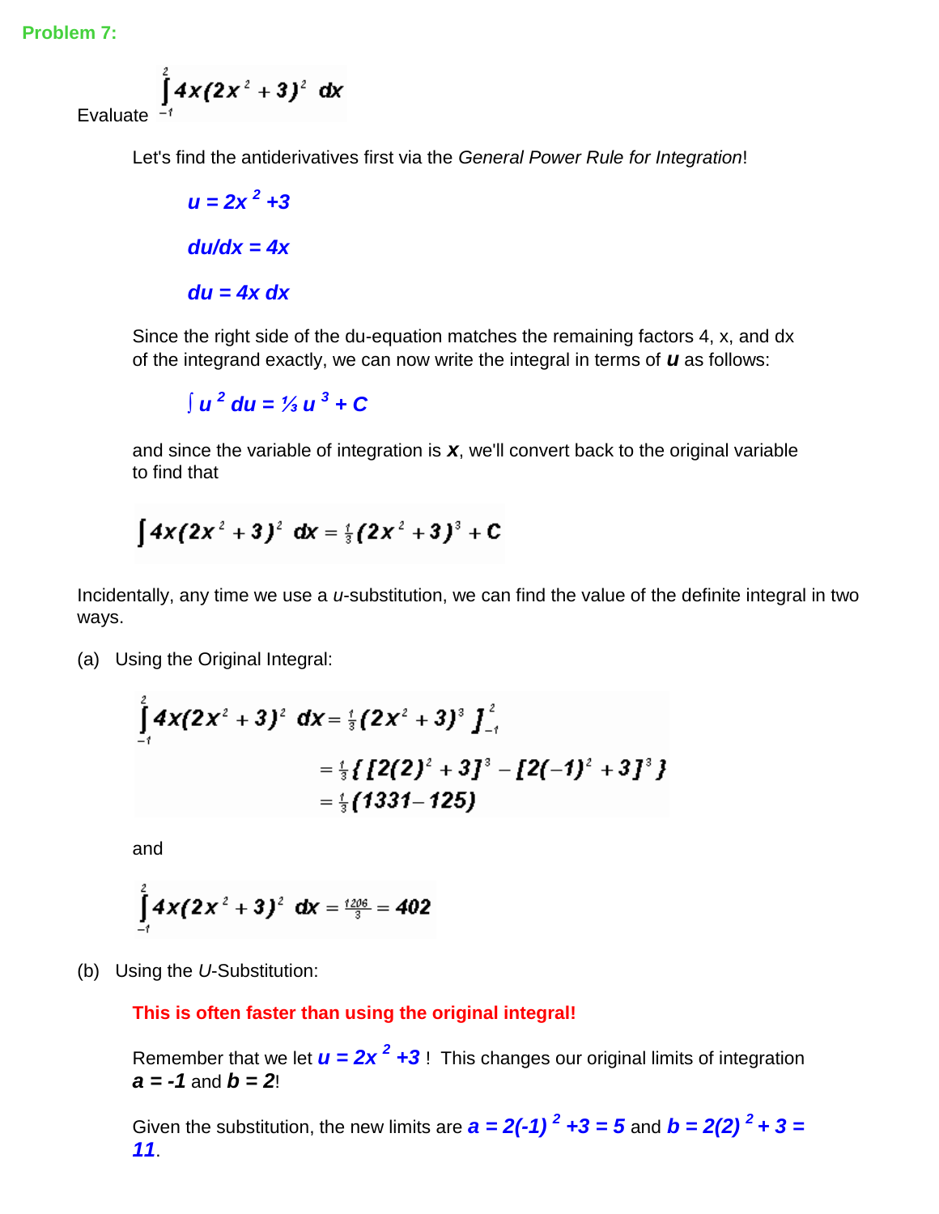**Problem 7:**

Evaluate $\displaystyle\int_{-1}^{2} 4x(2x^2+3)^2\,dx$

Let's find the antiderivatives first via the *General Power Rule for Integration*!

$u = 2x^2 + 3$

$du/dx = 4x$

$du = 4x\,dx$

Since the right side of the du-equation matches the remaining factors 4, x, and dx of the integrand exactly, we can now write the integral in terms of ***u*** as follows:

$\int u^2\,du = \frac{1}{3}u^3 + C$

and since the variable of integration is ***x***, we'll convert back to the original variable to find that

$$\int 4x(2x^2+3)^2\,dx = \tfrac{1}{3}(2x^2+3)^3 + C$$

Incidentally, any time we use a *u*-substitution, we can find the value of the definite integral in two ways.

(a) Using the Original Integral:

$$\begin{aligned}\int_{-1}^{2} 4x(2x^2+3)^2\,dx &= \tfrac{1}{3}(2x^2+3)^3\Big]_{-1}^{2}\\ &= \tfrac{1}{3}\{[2(2)^2+3]^3 - [2(-1)^2+3]^3\}\\ &= \tfrac{1}{3}(1331-125)\end{aligned}$$

and

$$\int_{-1}^{2} 4x(2x^2+3)^2\,dx = \tfrac{1206}{3} = 402$$

(b) Using the *U*-Substitution:

**This is often faster than using the original integral!**

Remember that we let $u = 2x^2 + 3$ ! This changes our original limits of integration $a = -1$ and $b = 2$!

Given the substitution, the new limits are $a = 2(-1)^2 + 3 = 5$ and $b = 2(2)^2 + 3 = 11$.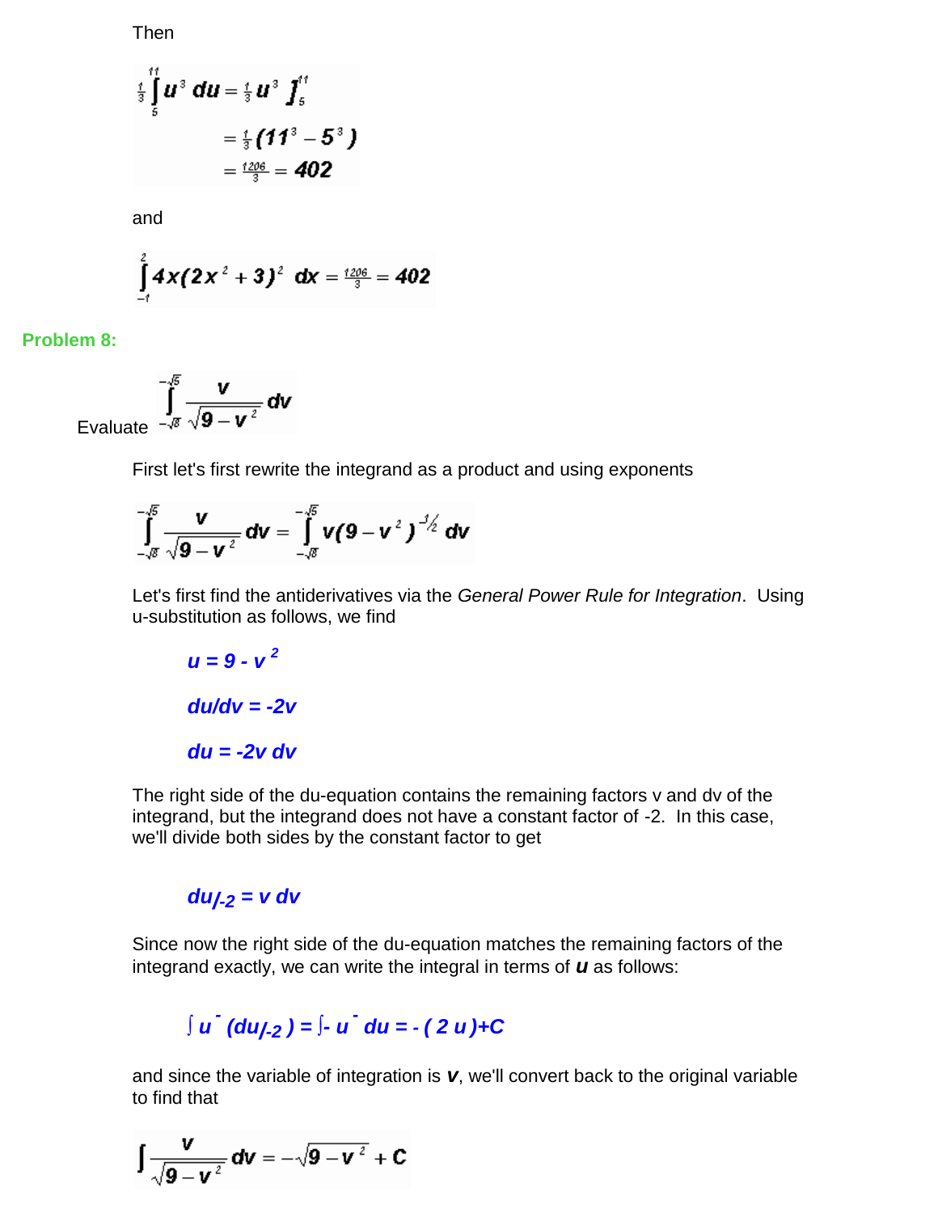Then

$$\frac{1}{3}\int_5^{11} u^3\,du = \frac{1}{3}u^3 \Big]_5^{11}$$
$$= \frac{1}{3}(11^3 - 5^3)$$
$$= \frac{1206}{3} = 402$$

and

$$\int_{-1}^{2} 4x(2x^2+3)^2\,dx = \frac{1206}{3} = 402$$

**Problem 8:**

Evaluate $\displaystyle\int_{-\sqrt{8}}^{-\sqrt{5}} \frac{v}{\sqrt{9-v^2}}\,dv$

First let's first rewrite the integrand as a product and using exponents

$$\int_{-\sqrt{8}}^{-\sqrt{5}} \frac{v}{\sqrt{9-v^2}}\,dv = \int_{-\sqrt{8}}^{-\sqrt{5}} v(9-v^2)^{-1/2}\,dv$$

Let's first find the antiderivatives via the *General Power Rule for Integration*. Using u-substitution as follows, we find

$u = 9 - v^2$

$du/dv = -2v$

$du = -2v\,dv$

The right side of the du-equation contains the remaining factors v and dv of the integrand, but the integrand does not have a constant factor of -2. In this case, we'll divide both sides by the constant factor to get

$du/_{-2} = v\,dv$

Since now the right side of the du-equation matches the remaining factors of the integrand exactly, we can write the integral in terms of ***u*** as follows:

$\int u^{-} (du/_{-2}) = \int - u^{-}\,du = -(2u) + C$

and since the variable of integration is ***v***, we'll convert back to the original variable to find that

$$\int \frac{v}{\sqrt{9-v^2}}\,dv = -\sqrt{9-v^2} + C$$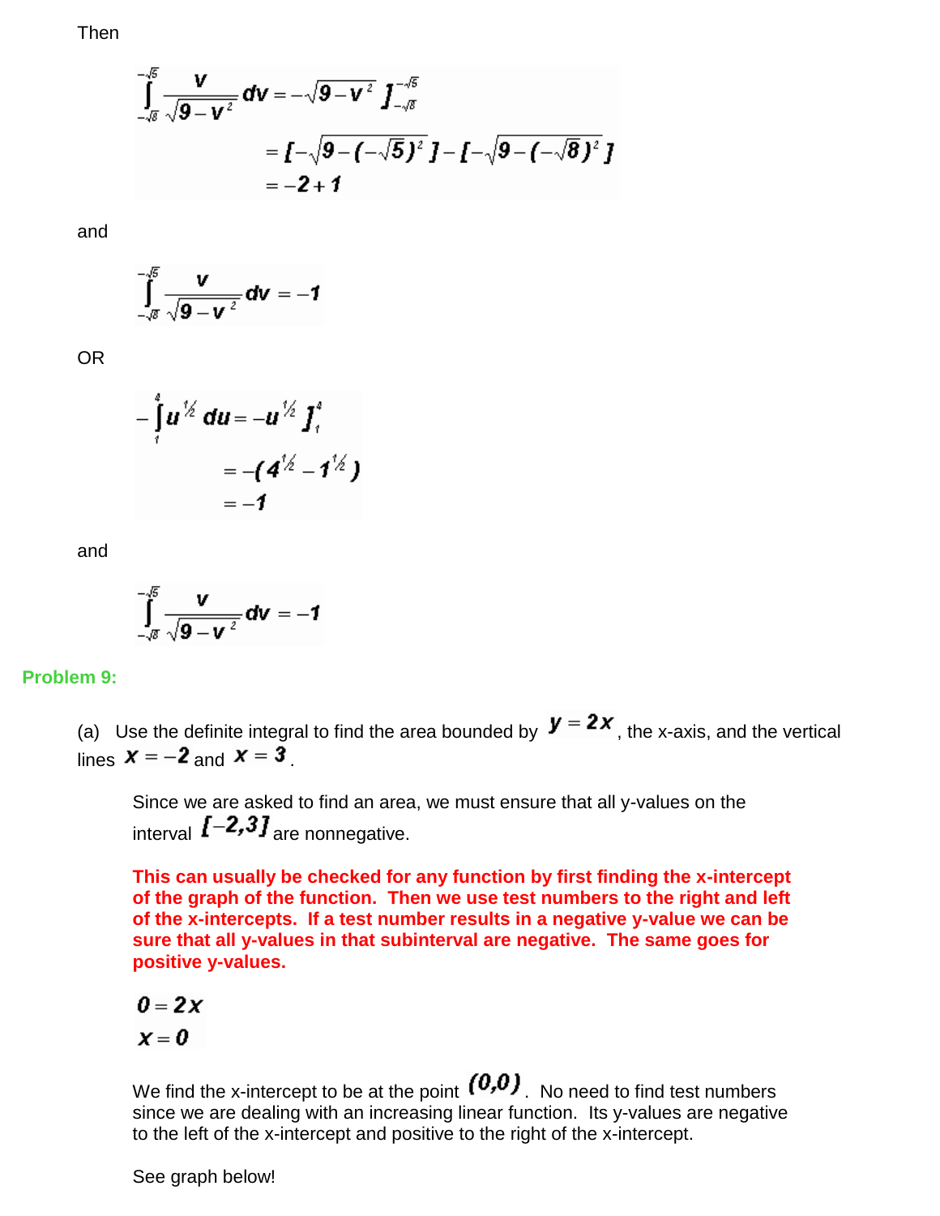Then

$$\int_{-\sqrt{8}}^{-\sqrt{5}} \frac{v}{\sqrt{9-v^2}}\,dv = -\sqrt{9-v^2}\,\Big]_{-\sqrt{8}}^{-\sqrt{5}}$$

$$= [-\sqrt{9-(-\sqrt{5})^2}\,] - [-\sqrt{9-(-\sqrt{8})^2}\,]$$

$$= -2+1$$

and

$$\int_{-\sqrt{8}}^{-\sqrt{5}} \frac{v}{\sqrt{9-v^2}}\,dv = -1$$

OR

$$-\int_{1}^{4} u^{1/2}\,du = -u^{1/2}\,\Big]_{1}^{4}$$

$$= -(4^{1/2} - 1^{1/2})$$

$$= -1$$

and

$$\int_{-\sqrt{8}}^{-\sqrt{5}} \frac{v}{\sqrt{9-v^2}}\,dv = -1$$

**Problem 9:**

(a) Use the definite integral to find the area bounded by $y = 2x$, the x-axis, and the vertical lines $x = -2$ and $x = 3$.

Since we are asked to find an area, we must ensure that all y-values on the interval $[-2,3]$ are nonnegative.

**This can usually be checked for any function by first finding the x-intercept of the graph of the function. Then we use test numbers to the right and left of the x-intercepts. If a test number results in a negative y-value we can be sure that all y-values in that subinterval are negative. The same goes for positive y-values.**

$$0 = 2x$$
$$x = 0$$

We find the x-intercept to be at the point $(0,0)$. No need to find test numbers since we are dealing with an increasing linear function. Its y-values are negative to the left of the x-intercept and positive to the right of the x-intercept.

See graph below!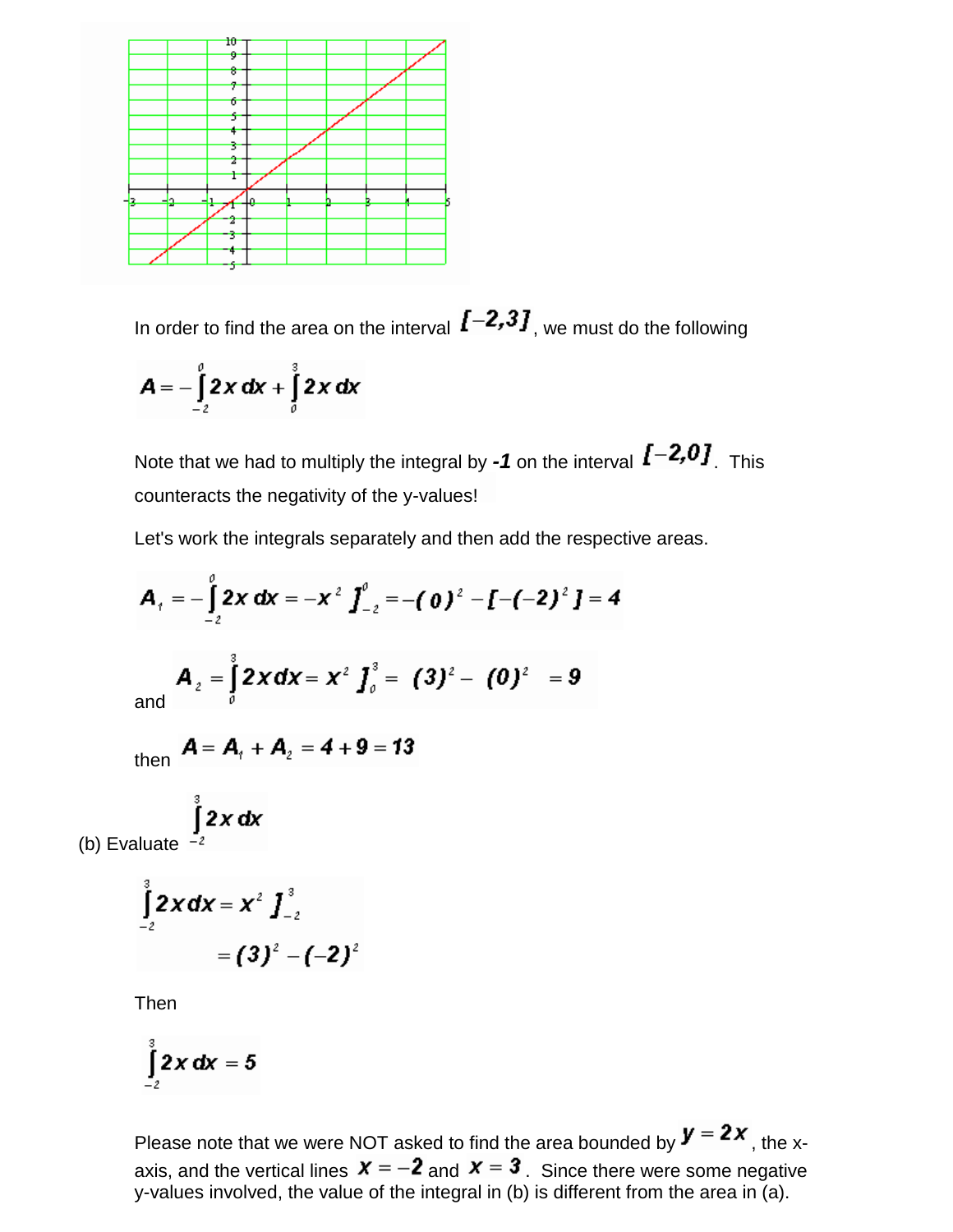In order to find the area on the interval $[-2,3]$, we must do the following

$$A = -\int_{-2}^{0} 2x\,dx + \int_{0}^{3} 2x\,dx$$

Note that we had to multiply the integral by ***-1*** on the interval $[-2,0]$. This counteracts the negativity of the y-values!

Let's work the integrals separately and then add the respective areas.

$$A_1 = -\int_{-2}^{0} 2x\,dx = -x^2 \Big]_{-2}^{0} = -(0)^2 - [-(-2)^2] = 4$$

and $$A_2 = \int_{0}^{3} 2x\,dx = x^2 \Big]_{0}^{3} = (3)^2 - (0)^2 = 9$$

then $$A = A_1 + A_2 = 4 + 9 = 13$$

(b) Evaluate $\int_{-2}^{3} 2x\,dx$

$$\int_{-2}^{3} 2x\,dx = x^2 \Big]_{-2}^{3}$$
$$= (3)^2 - (-2)^2$$

Then

$$\int_{-2}^{3} 2x\,dx = 5$$

Please note that we were NOT asked to find the area bounded by $y = 2x$, the x-axis, and the vertical lines $x = -2$ and $x = 3$. Since there were some negative y-values involved, the value of the integral in (b) is different from the area in (a).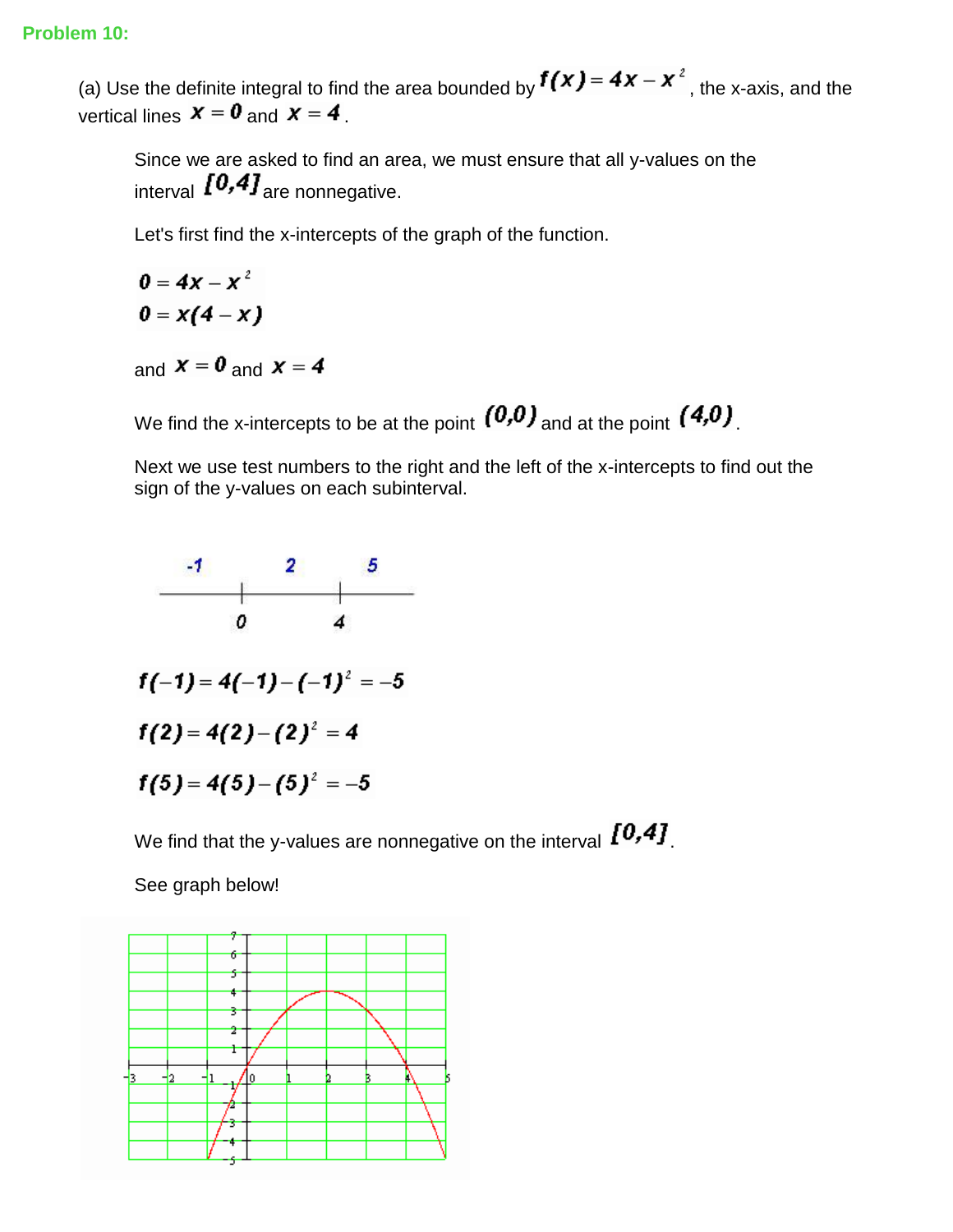**Problem 10:**

(a) Use the definite integral to find the area bounded by $f(x) = 4x - x^2$, the x-axis, and the vertical lines $x = 0$ and $x = 4$.

Since we are asked to find an area, we must ensure that all y-values on the interval $[0,4]$ are nonnegative.

Let's first find the x-intercepts of the graph of the function.

$$0 = 4x - x^2$$
$$0 = x(4 - x)$$

and $x = 0$ and $x = 4$

We find the x-intercepts to be at the point $(0,0)$ and at the point $(4,0)$.

Next we use test numbers to the right and the left of the x-intercepts to find out the sign of the y-values on each subinterval.

| $-1$ | $0$ | $2$ | $4$ | $5$ |
|---|---|---|---|---|

$$f(-1) = 4(-1) - (-1)^2 = -5$$

$$f(2) = 4(2) - (2)^2 = 4$$

$$f(5) = 4(5) - (5)^2 = -5$$

We find that the y-values are nonnegative on the interval $[0,4]$.

See graph below!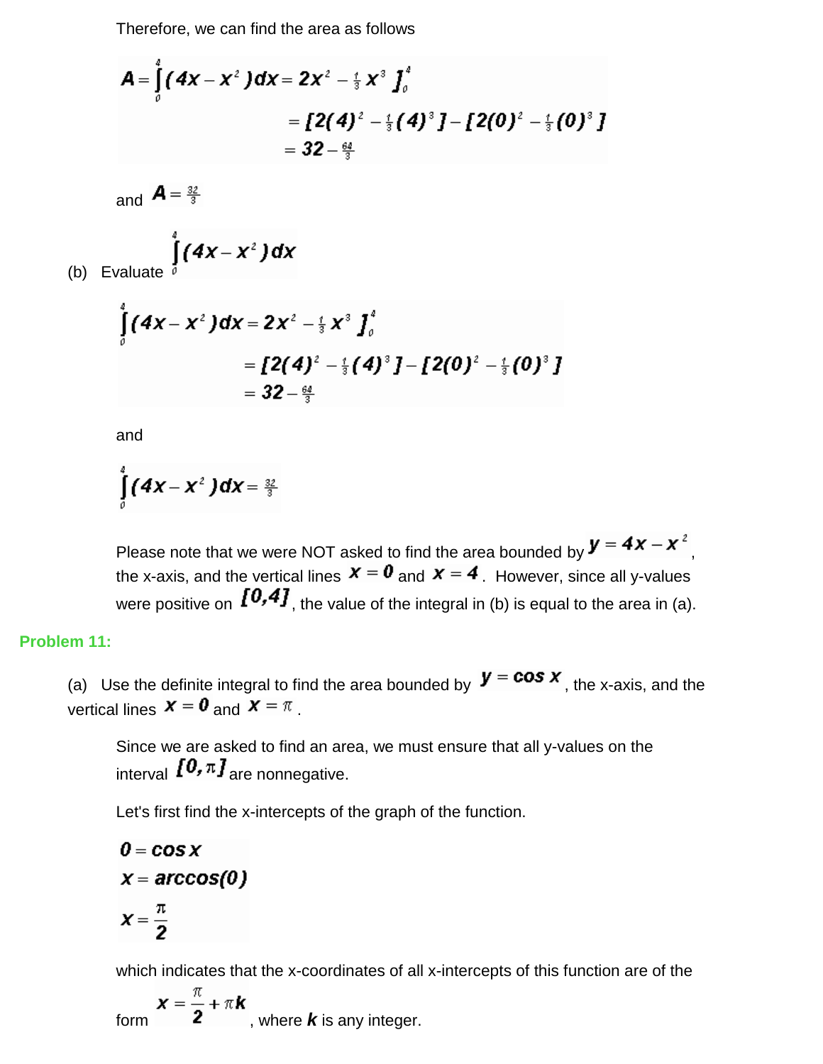Therefore, we can find the area as follows

$$A = \int_0^4 (4x - x^2)\,dx = 2x^2 - \tfrac{1}{3}x^3 \Big]_0^4$$
$$= [2(4)^2 - \tfrac{1}{3}(4)^3] - [2(0)^2 - \tfrac{1}{3}(0)^3]$$
$$= 32 - \tfrac{64}{3}$$

and $A = \frac{32}{3}$

(b) Evaluate $\int_0^4 (4x - x^2)\,dx$

$$\int_0^4 (4x - x^2)\,dx = 2x^2 - \tfrac{1}{3}x^3 \Big]_0^4$$
$$= [2(4)^2 - \tfrac{1}{3}(4)^3] - [2(0)^2 - \tfrac{1}{3}(0)^3]$$
$$= 32 - \tfrac{64}{3}$$

and

$$\int_0^4 (4x - x^2)\,dx = \tfrac{32}{3}$$

Please note that we were NOT asked to find the area bounded by $y = 4x - x^2$, the x-axis, and the vertical lines $x = 0$ and $x = 4$. However, since all y-values were positive on $[0,4]$, the value of the integral in (b) is equal to the area in (a).

**Problem 11:**

(a) Use the definite integral to find the area bounded by $y = \cos x$, the x-axis, and the vertical lines $x = 0$ and $x = \pi$.

Since we are asked to find an area, we must ensure that all y-values on the interval $[0, \pi]$ are nonnegative.

Let's first find the x-intercepts of the graph of the function.

$$0 = \cos x$$
$$x = \arccos(0)$$
$$x = \frac{\pi}{2}$$

which indicates that the x-coordinates of all x-intercepts of this function are of the form $x = \frac{\pi}{2} + \pi k$, where $k$ is any integer.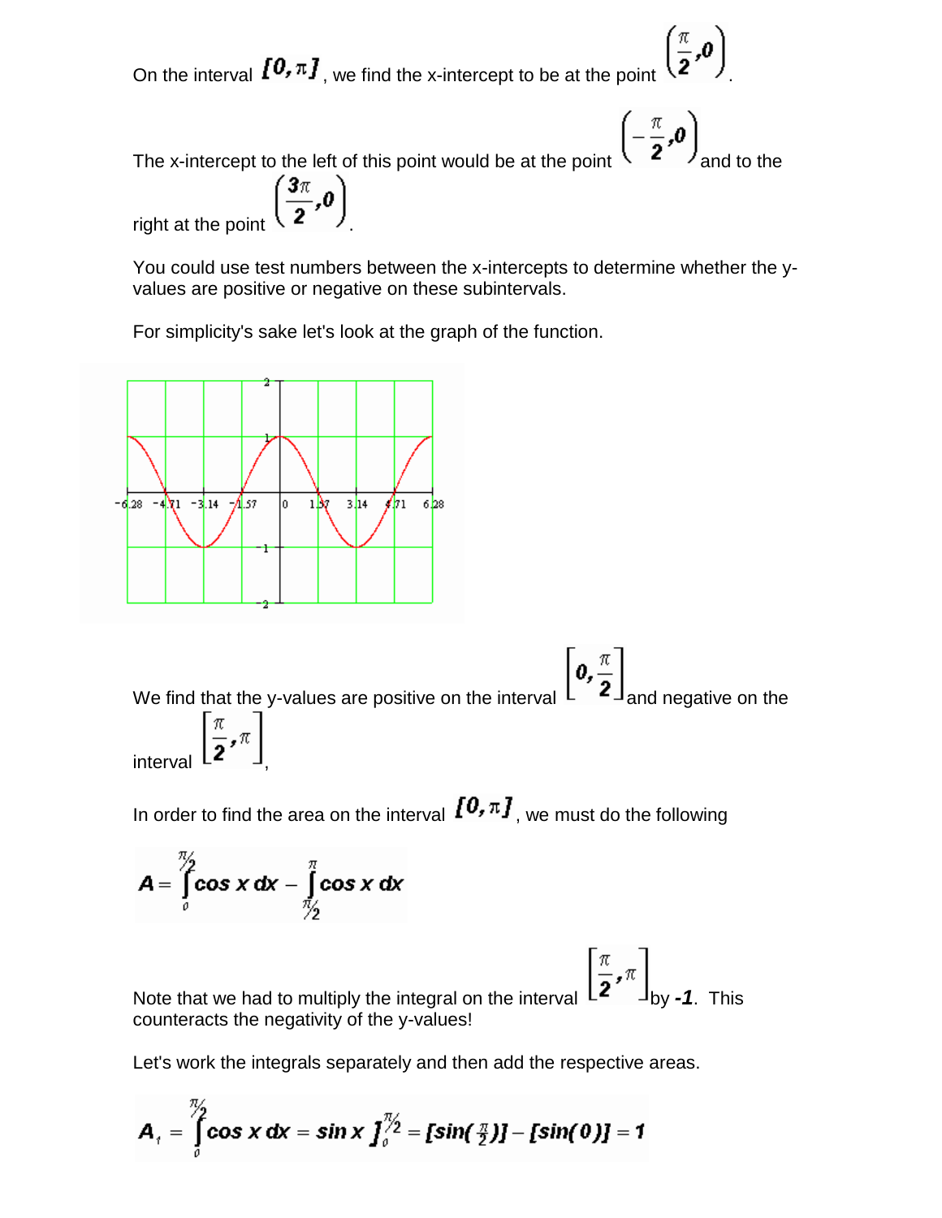On the interval $[0, \pi]$, we find the x-intercept to be at the point $\left(\frac{\pi}{2}, 0\right)$.

The x-intercept to the left of this point would be at the point $\left(-\frac{\pi}{2}, 0\right)$ and to the right at the point $\left(\frac{3\pi}{2}, 0\right)$.

You could use test numbers between the x-intercepts to determine whether the y-values are positive or negative on these subintervals.

For simplicity's sake let's look at the graph of the function.

We find that the y-values are positive on the interval $\left[0, \frac{\pi}{2}\right]$ and negative on the interval $\left[\frac{\pi}{2}, \pi\right]$,

In order to find the area on the interval $[0, \pi]$, we must do the following

$$A = \int_0^{\pi/2} \cos x \, dx - \int_{\pi/2}^{\pi} \cos x \, dx$$

Note that we had to multiply the integral on the interval $\left[\frac{\pi}{2}, \pi\right]$ by ***-1***. This counteracts the negativity of the y-values!

Let's work the integrals separately and then add the respective areas.

$$A_1 = \int_0^{\pi/2} \cos x \, dx = \sin x \,\Big]_0^{\pi/2} = [\sin(\tfrac{\pi}{2})] - [\sin(0)] = 1$$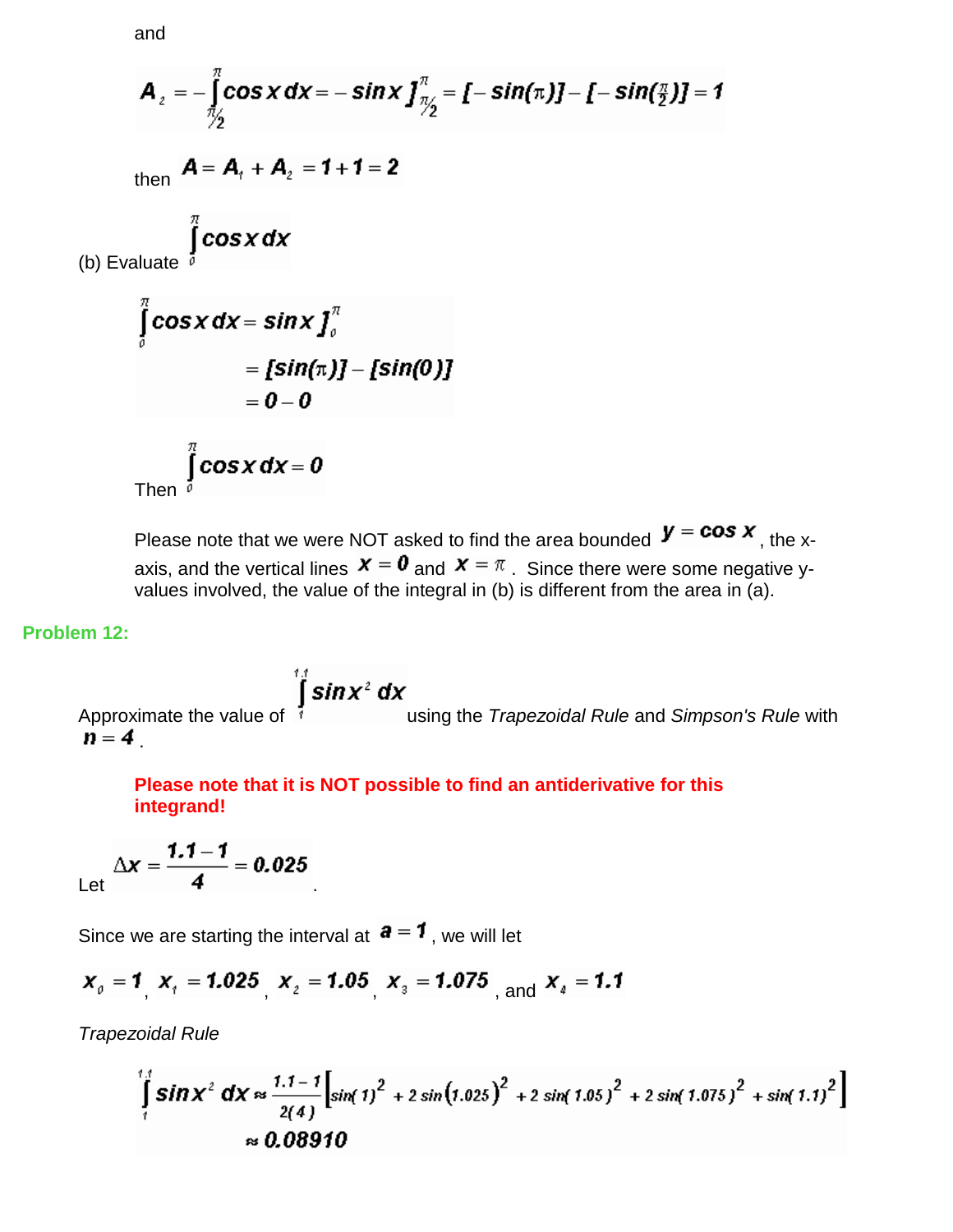and

$$A_2 = -\int_{\pi/2}^{\pi} \cos x\,dx = -\sin x\,\Big]_{\pi/2}^{\pi} = [-\sin(\pi)] - [-\sin(\tfrac{\pi}{2})] = 1$$

then $A = A_1 + A_2 = 1 + 1 = 2$

(b) Evaluate $\int_0^{\pi} \cos x\,dx$

$$\begin{aligned}\int_0^{\pi} \cos x\,dx &= \sin x\,\Big]_0^{\pi} \\ &= [\sin(\pi)] - [\sin(0)] \\ &= 0 - 0\end{aligned}$$

Then $\int_0^{\pi} \cos x\,dx = 0$

Please note that we were NOT asked to find the area bounded $y = \cos x$, the x-axis, and the vertical lines $x = 0$ and $x = \pi$. Since there were some negative y-values involved, the value of the integral in (b) is different from the area in (a).

**Problem 12:**

Approximate the value of $\int_1^{1.1} \sin x^2\,dx$ using the *Trapezoidal Rule* and *Simpson's Rule* with $n = 4$.

**Please note that it is NOT possible to find an antiderivative for this integrand!**

Let $\Delta x = \dfrac{1.1 - 1}{4} = 0.025$.

Since we are starting the interval at $a = 1$, we will let

$x_0 = 1$, $x_1 = 1.025$, $x_2 = 1.05$, $x_3 = 1.075$, and $x_4 = 1.1$

*Trapezoidal Rule*

$$\begin{aligned}\int_1^{1.1} \sin x^2\,dx &\approx \frac{1.1-1}{2(4)}\left[\sin(1)^2 + 2\sin(1.025)^2 + 2\sin(1.05)^2 + 2\sin(1.075)^2 + \sin(1.1)^2\right] \\ &\approx 0.08910\end{aligned}$$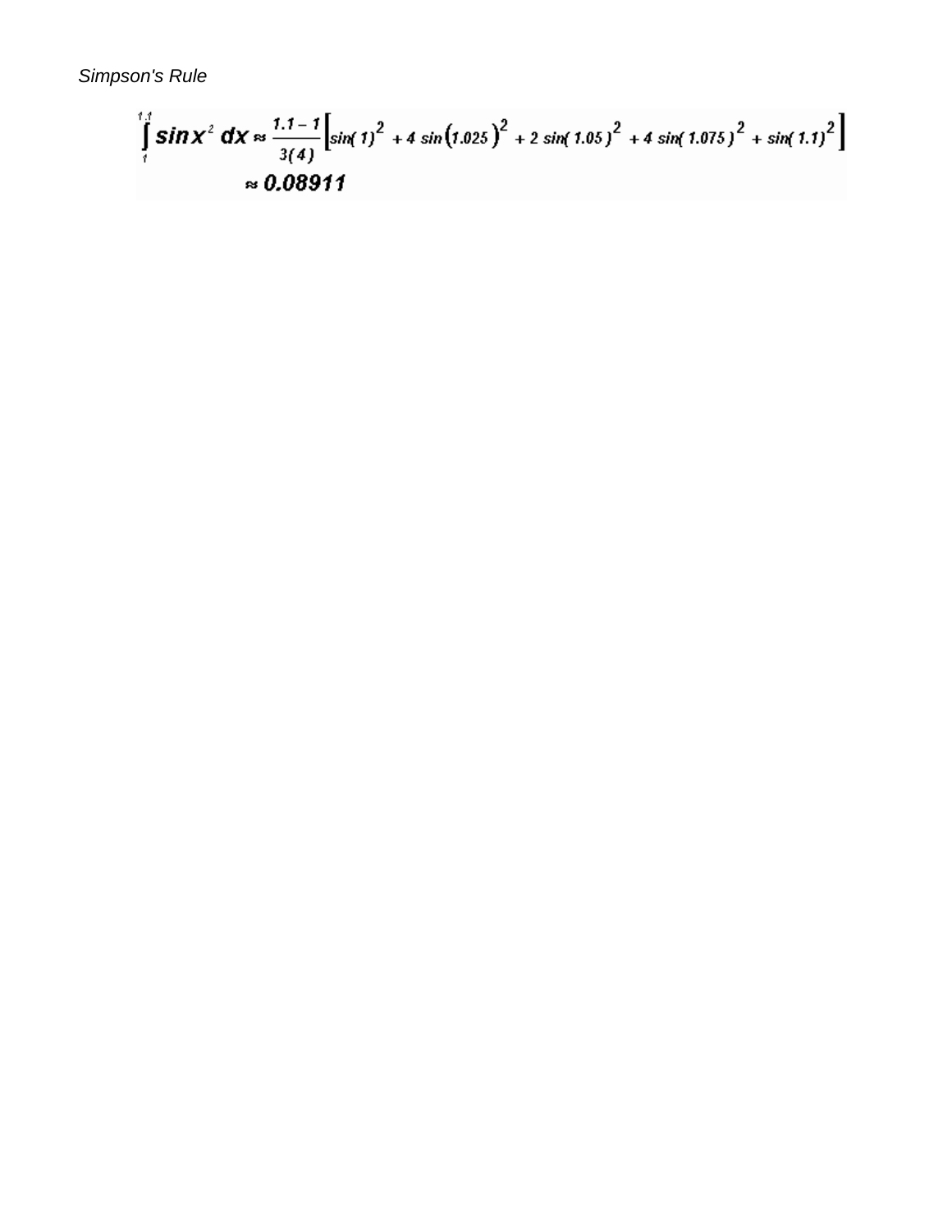*Simpson's Rule*

$$\int_{1}^{1.1} \sin x^2 \, dx \approx \frac{1.1-1}{3(4)}\left[\sin(1)^2 + 4\sin(1.025)^2 + 2\sin(1.05)^2 + 4\sin(1.075)^2 + \sin(1.1)^2\right]$$

$$\approx 0.08911$$